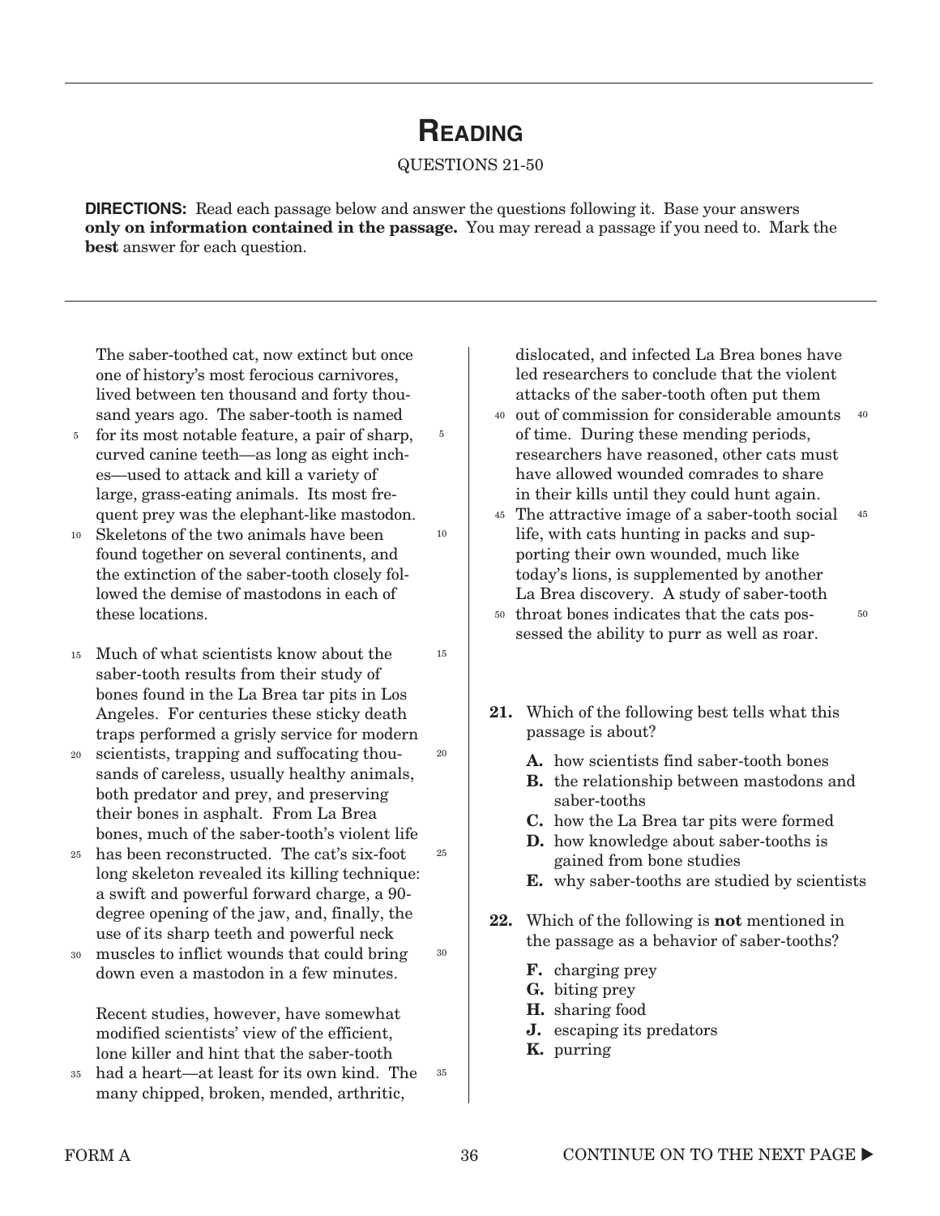# READING

QUESTIONS 21-50

**DIRECTIONS:** Read each passage below and answer the questions following it. Base your answers **only on information contained in the passage.** You may reread a passage if you need to. Mark the **best** answer for each question.

The saber-toothed cat, now extinct but once one of history's most ferocious carnivores, lived between ten thousand and forty thousand years ago. The saber-tooth is named for its most notable feature, a pair of sharp, curved canine teeth—as long as eight inches—used to attack and kill a variety of large, grass-eating animals. Its most frequent prey was the elephant-like mastodon. Skeletons of the two animals have been found together on several continents, and the extinction of the saber-tooth closely followed the demise of mastodons in each of these locations.

Much of what scientists know about the saber-tooth results from their study of bones found in the La Brea tar pits in Los Angeles. For centuries these sticky death traps performed a grisly service for modern scientists, trapping and suffocating thousands of careless, usually healthy animals, both predator and prey, and preserving their bones in asphalt. From La Brea bones, much of the saber-tooth's violent life has been reconstructed. The cat's six-foot long skeleton revealed its killing technique: a swift and powerful forward charge, a 90-degree opening of the jaw, and, finally, the use of its sharp teeth and powerful neck muscles to inflict wounds that could bring down even a mastodon in a few minutes.

Recent studies, however, have somewhat modified scientists' view of the efficient, lone killer and hint that the saber-tooth had a heart—at least for its own kind. The many chipped, broken, mended, arthritic, dislocated, and infected La Brea bones have led researchers to conclude that the violent attacks of the saber-tooth often put them out of commission for considerable amounts of time. During these mending periods, researchers have reasoned, other cats must have allowed wounded comrades to share in their kills until they could hunt again. The attractive image of a saber-tooth social life, with cats hunting in packs and supporting their own wounded, much like today's lions, is supplemented by another La Brea discovery. A study of saber-tooth throat bones indicates that the cats possessed the ability to purr as well as roar.

**21.** Which of the following best tells what this passage is about?

- **A.** how scientists find saber-tooth bones
- **B.** the relationship between mastodons and saber-tooths
- **C.** how the La Brea tar pits were formed
- **D.** how knowledge about saber-tooths is gained from bone studies
- **E.** why saber-tooths are studied by scientists

**22.** Which of the following is **not** mentioned in the passage as a behavior of saber-tooths?

- **F.** charging prey
- **G.** biting prey
- **H.** sharing food
- **J.** escaping its predators
- **K.** purring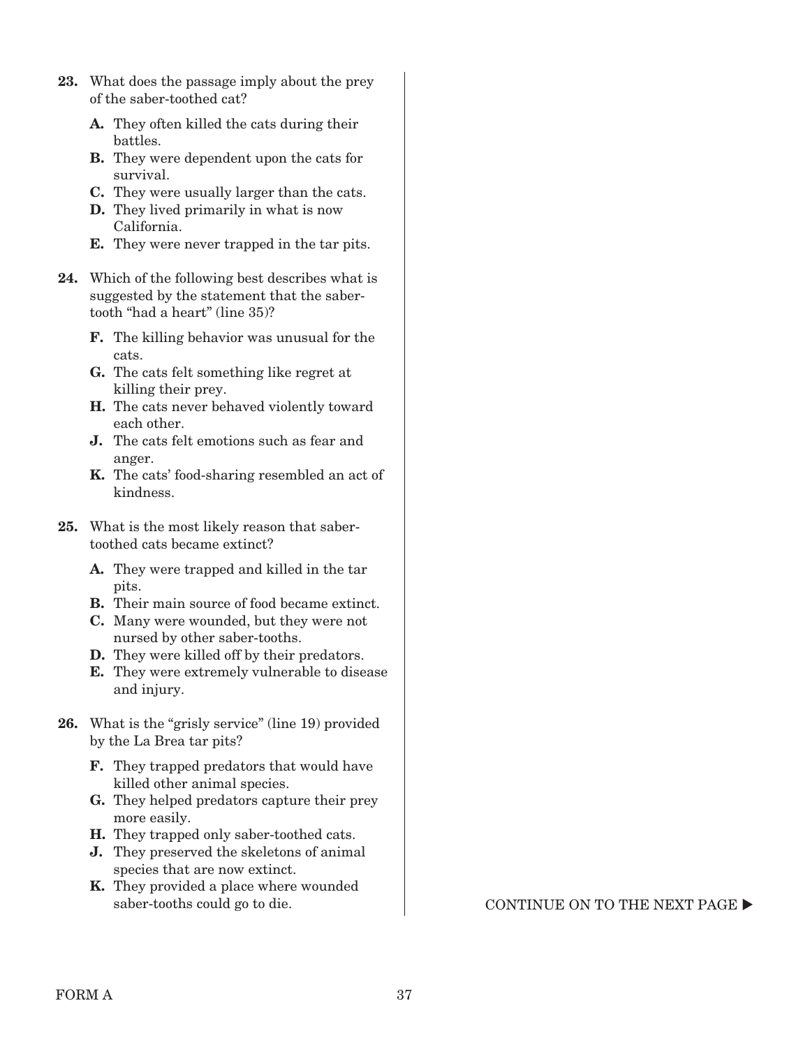**23.** What does the passage imply about the prey of the saber-toothed cat?

- **A.** They often killed the cats during their battles.
- **B.** They were dependent upon the cats for survival.
- **C.** They were usually larger than the cats.
- **D.** They lived primarily in what is now California.
- **E.** They were never trapped in the tar pits.

**24.** Which of the following best describes what is suggested by the statement that the saber-tooth "had a heart" (line 35)?

- **F.** The killing behavior was unusual for the cats.
- **G.** The cats felt something like regret at killing their prey.
- **H.** The cats never behaved violently toward each other.
- **J.** The cats felt emotions such as fear and anger.
- **K.** The cats' food-sharing resembled an act of kindness.

**25.** What is the most likely reason that saber-toothed cats became extinct?

- **A.** They were trapped and killed in the tar pits.
- **B.** Their main source of food became extinct.
- **C.** Many were wounded, but they were not nursed by other saber-tooths.
- **D.** They were killed off by their predators.
- **E.** They were extremely vulnerable to disease and injury.

**26.** What is the "grisly service" (line 19) provided by the La Brea tar pits?

- **F.** They trapped predators that would have killed other animal species.
- **G.** They helped predators capture their prey more easily.
- **H.** They trapped only saber-toothed cats.
- **J.** They preserved the skeletons of animal species that are now extinct.
- **K.** They provided a place where wounded saber-tooths could go to die.

CONTINUE ON TO THE NEXT PAGE ▶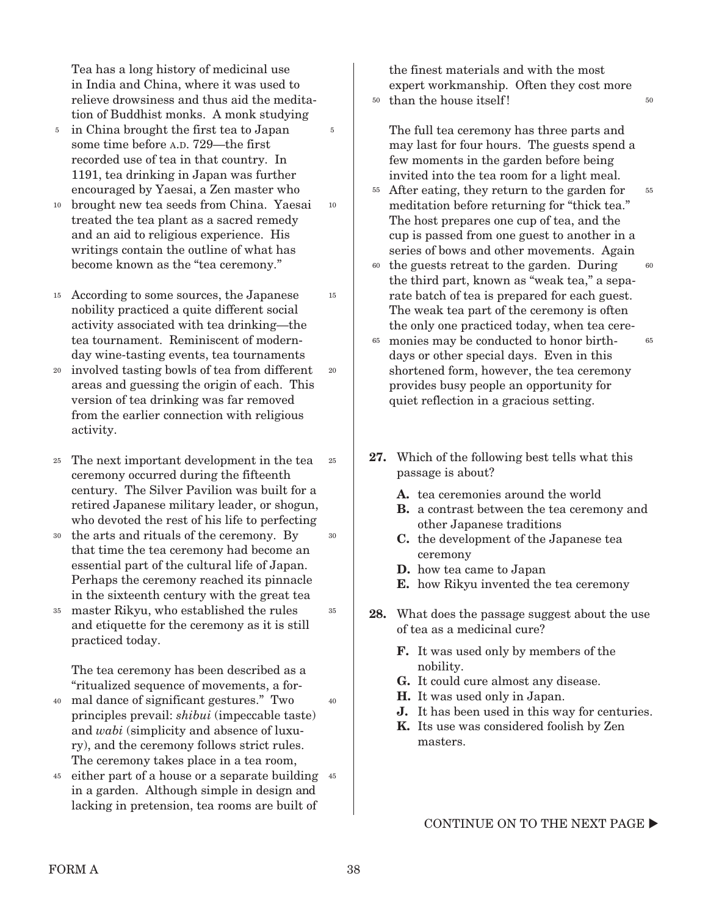Tea has a long history of medicinal use in India and China, where it was used to relieve drowsiness and thus aid the meditation of Buddhist monks. A monk studying in China brought the first tea to Japan some time before A.D. 729—the first recorded use of tea in that country. In 1191, tea drinking in Japan was further encouraged by Yaesai, a Zen master who brought new tea seeds from China. Yaesai treated the tea plant as a sacred remedy and an aid to religious experience. His writings contain the outline of what has become known as the "tea ceremony."

According to some sources, the Japanese nobility practiced a quite different social activity associated with tea drinking—the tea tournament. Reminiscent of modern-day wine-tasting events, tea tournaments involved tasting bowls of tea from different areas and guessing the origin of each. This version of tea drinking was far removed from the earlier connection with religious activity.

The next important development in the tea ceremony occurred during the fifteenth century. The Silver Pavilion was built for a retired Japanese military leader, or shogun, who devoted the rest of his life to perfecting the arts and rituals of the ceremony. By that time the tea ceremony had become an essential part of the cultural life of Japan. Perhaps the ceremony reached its pinnacle in the sixteenth century with the great tea master Rikyu, who established the rules and etiquette for the ceremony as it is still practiced today.

The tea ceremony has been described as a "ritualized sequence of movements, a formal dance of significant gestures." Two principles prevail: *shibui* (impeccable taste) and *wabi* (simplicity and absence of luxury), and the ceremony follows strict rules. The ceremony takes place in a tea room, either part of a house or a separate building in a garden. Although simple in design and lacking in pretension, tea rooms are built of the finest materials and with the most expert workmanship. Often they cost more than the house itself!

The full tea ceremony has three parts and may last for four hours. The guests spend a few moments in the garden before being invited into the tea room for a light meal. After eating, they return to the garden for meditation before returning for "thick tea." The host prepares one cup of tea, and the cup is passed from one guest to another in a series of bows and other movements. Again the guests retreat to the garden. During the third part, known as "weak tea," a separate batch of tea is prepared for each guest. The weak tea part of the ceremony is often the only one practiced today, when tea ceremonies may be conducted to honor birthdays or other special days. Even in this shortened form, however, the tea ceremony provides busy people an opportunity for quiet reflection in a gracious setting.

**27.** Which of the following best tells what this passage is about?

- **A.** tea ceremonies around the world
- **B.** a contrast between the tea ceremony and other Japanese traditions
- **C.** the development of the Japanese tea ceremony
- **D.** how tea came to Japan
- **E.** how Rikyu invented the tea ceremony

**28.** What does the passage suggest about the use of tea as a medicinal cure?

- **F.** It was used only by members of the nobility.
- **G.** It could cure almost any disease.
- **H.** It was used only in Japan.
- **J.** It has been used in this way for centuries.
- **K.** Its use was considered foolish by Zen masters.

CONTINUE ON TO THE NEXT PAGE ▶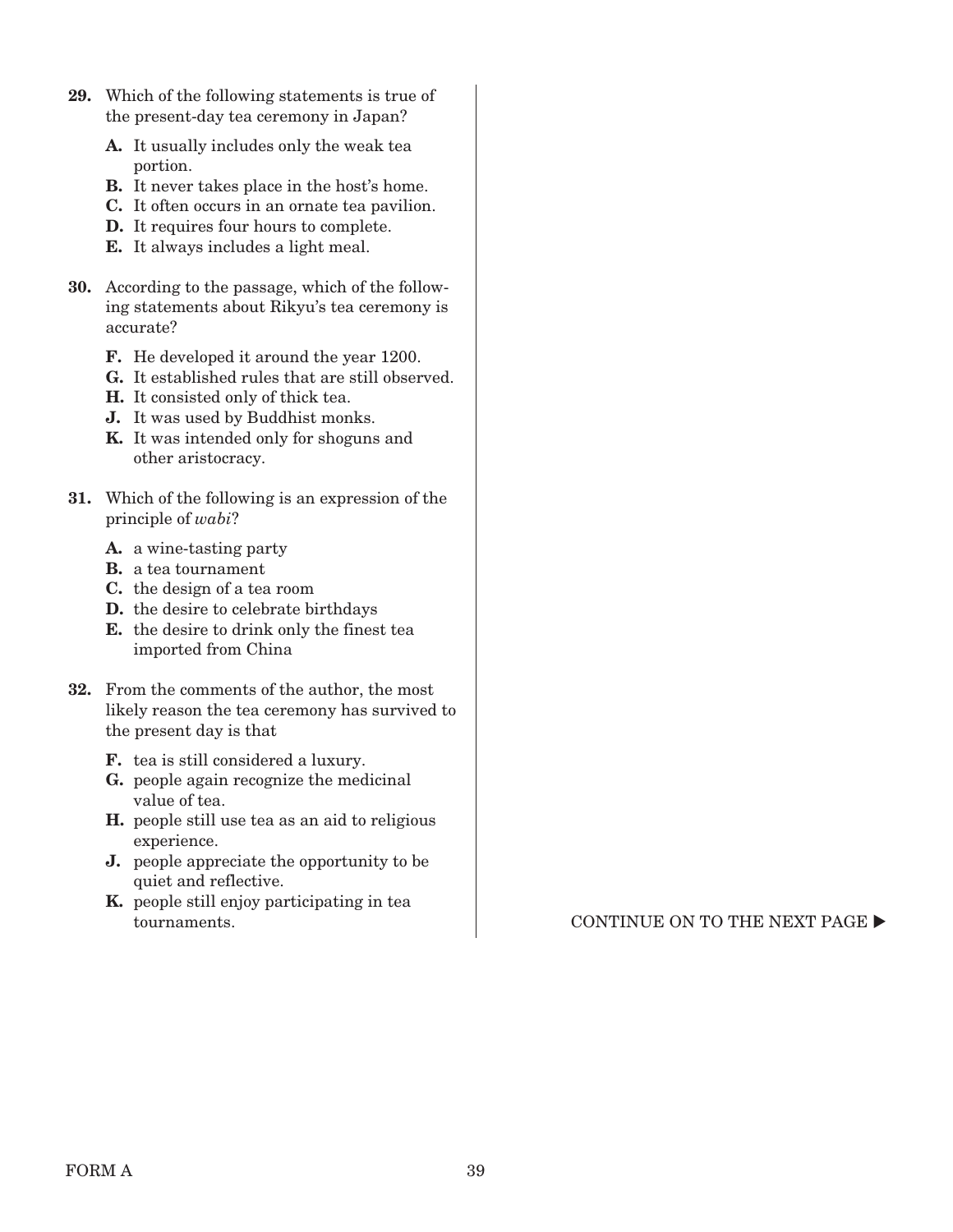**29.** Which of the following statements is true of the present-day tea ceremony in Japan?

- **A.** It usually includes only the weak tea portion.
- **B.** It never takes place in the host's home.
- **C.** It often occurs in an ornate tea pavilion.
- **D.** It requires four hours to complete.
- **E.** It always includes a light meal.

**30.** According to the passage, which of the following statements about Rikyu's tea ceremony is accurate?

- **F.** He developed it around the year 1200.
- **G.** It established rules that are still observed.
- **H.** It consisted only of thick tea.
- **J.** It was used by Buddhist monks.
- **K.** It was intended only for shoguns and other aristocracy.

**31.** Which of the following is an expression of the principle of *wabi*?

- **A.** a wine-tasting party
- **B.** a tea tournament
- **C.** the design of a tea room
- **D.** the desire to celebrate birthdays
- **E.** the desire to drink only the finest tea imported from China

**32.** From the comments of the author, the most likely reason the tea ceremony has survived to the present day is that

- **F.** tea is still considered a luxury.
- **G.** people again recognize the medicinal value of tea.
- **H.** people still use tea as an aid to religious experience.
- **J.** people appreciate the opportunity to be quiet and reflective.
- **K.** people still enjoy participating in tea tournaments.

CONTINUE ON TO THE NEXT PAGE ▶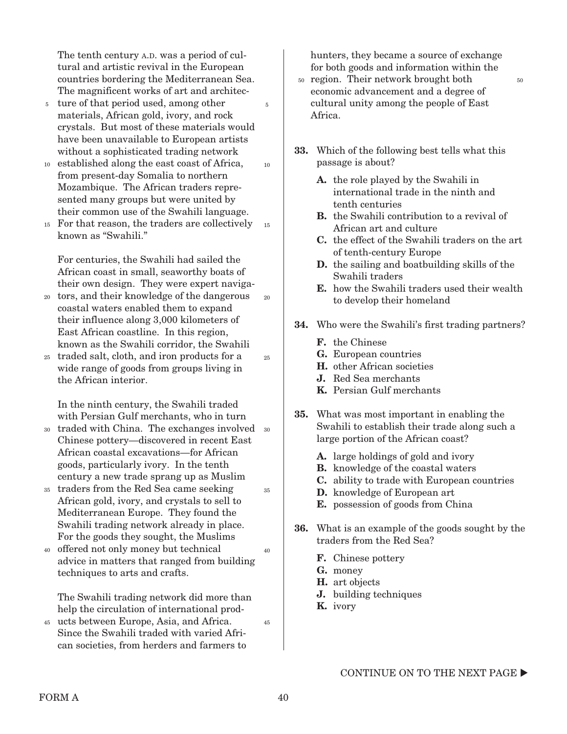The tenth century A.D. was a period of cultural and artistic revival in the European countries bordering the Mediterranean Sea. The magnificent works of art and architecture of that period used, among other materials, African gold, ivory, and rock crystals. But most of these materials would have been unavailable to European artists without a sophisticated trading network established along the east coast of Africa, from present-day Somalia to northern Mozambique. The African traders represented many groups but were united by their common use of the Swahili language. For that reason, the traders are collectively known as "Swahili."

For centuries, the Swahili had sailed the African coast in small, seaworthy boats of their own design. They were expert navigators, and their knowledge of the dangerous coastal waters enabled them to expand their influence along 3,000 kilometers of East African coastline. In this region, known as the Swahili corridor, the Swahili traded salt, cloth, and iron products for a wide range of goods from groups living in the African interior.

In the ninth century, the Swahili traded with Persian Gulf merchants, who in turn traded with China. The exchanges involved Chinese pottery—discovered in recent East African coastal excavations—for African goods, particularly ivory. In the tenth century a new trade sprang up as Muslim traders from the Red Sea came seeking African gold, ivory, and crystals to sell to Mediterranean Europe. They found the Swahili trading network already in place. For the goods they sought, the Muslims offered not only money but technical advice in matters that ranged from building techniques to arts and crafts.

The Swahili trading network did more than help the circulation of international products between Europe, Asia, and Africa. Since the Swahili traded with varied African societies, from herders and farmers to hunters, they became a source of exchange for both goods and information within the region. Their network brought both economic advancement and a degree of cultural unity among the people of East Africa.

**33.** Which of the following best tells what this passage is about?

- **A.** the role played by the Swahili in international trade in the ninth and tenth centuries
- **B.** the Swahili contribution to a revival of African art and culture
- **C.** the effect of the Swahili traders on the art of tenth-century Europe
- **D.** the sailing and boatbuilding skills of the Swahili traders
- **E.** how the Swahili traders used their wealth to develop their homeland

**34.** Who were the Swahili's first trading partners?

- **F.** the Chinese
- **G.** European countries
- **H.** other African societies
- **J.** Red Sea merchants
- **K.** Persian Gulf merchants

**35.** What was most important in enabling the Swahili to establish their trade along such a large portion of the African coast?

- **A.** large holdings of gold and ivory
- **B.** knowledge of the coastal waters
- **C.** ability to trade with European countries
- **D.** knowledge of European art
- **E.** possession of goods from China

**36.** What is an example of the goods sought by the traders from the Red Sea?

- **F.** Chinese pottery
- **G.** money
- **H.** art objects
- **J.** building techniques
- **K.** ivory

CONTINUE ON TO THE NEXT PAGE ▶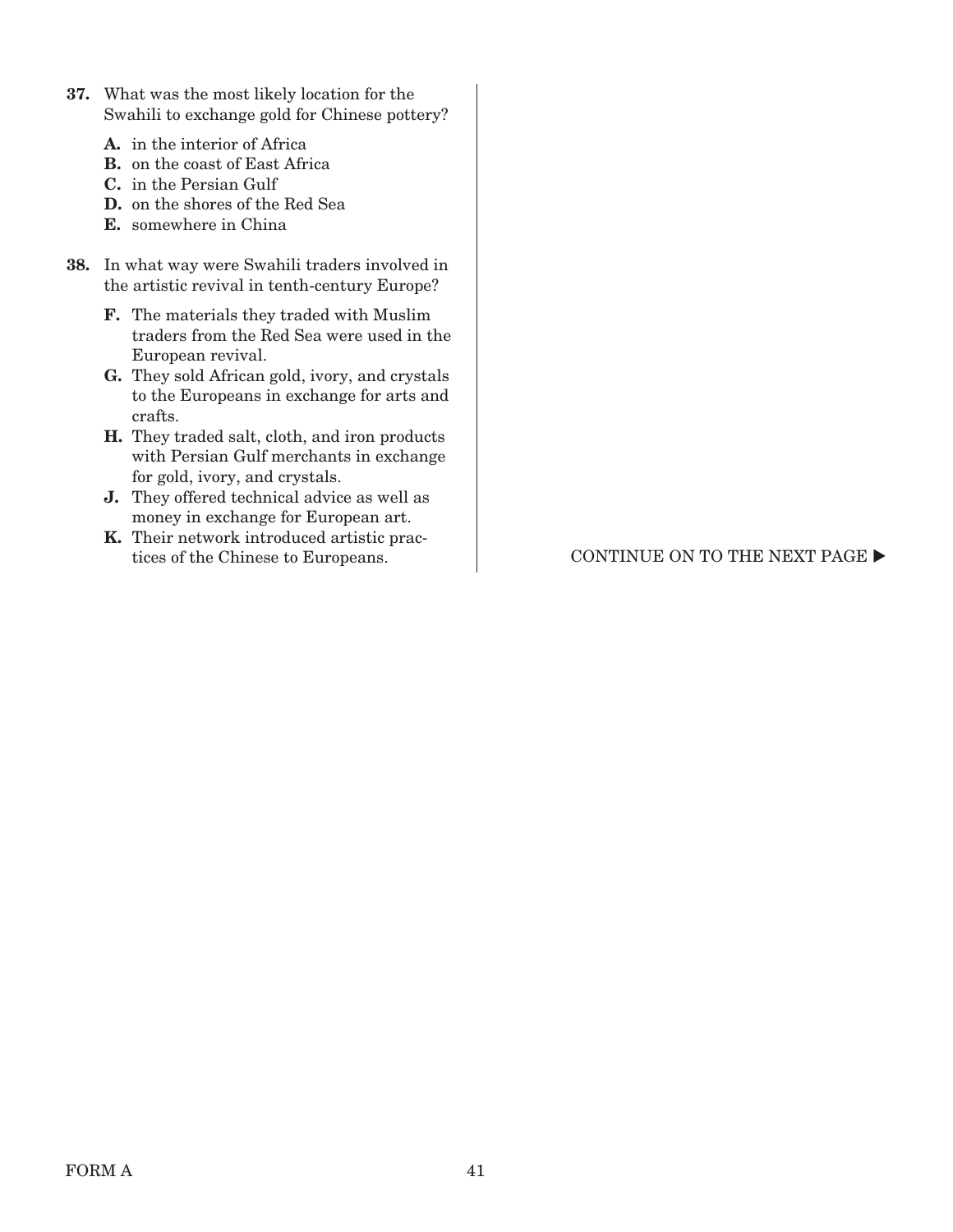**37.** What was the most likely location for the Swahili to exchange gold for Chinese pottery?

- **A.** in the interior of Africa
- **B.** on the coast of East Africa
- **C.** in the Persian Gulf
- **D.** on the shores of the Red Sea
- **E.** somewhere in China

**38.** In what way were Swahili traders involved in the artistic revival in tenth-century Europe?

- **F.** The materials they traded with Muslim traders from the Red Sea were used in the European revival.
- **G.** They sold African gold, ivory, and crystals to the Europeans in exchange for arts and crafts.
- **H.** They traded salt, cloth, and iron products with Persian Gulf merchants in exchange for gold, ivory, and crystals.
- **J.** They offered technical advice as well as money in exchange for European art.
- **K.** Their network introduced artistic practices of the Chinese to Europeans.

CONTINUE ON TO THE NEXT PAGE ▶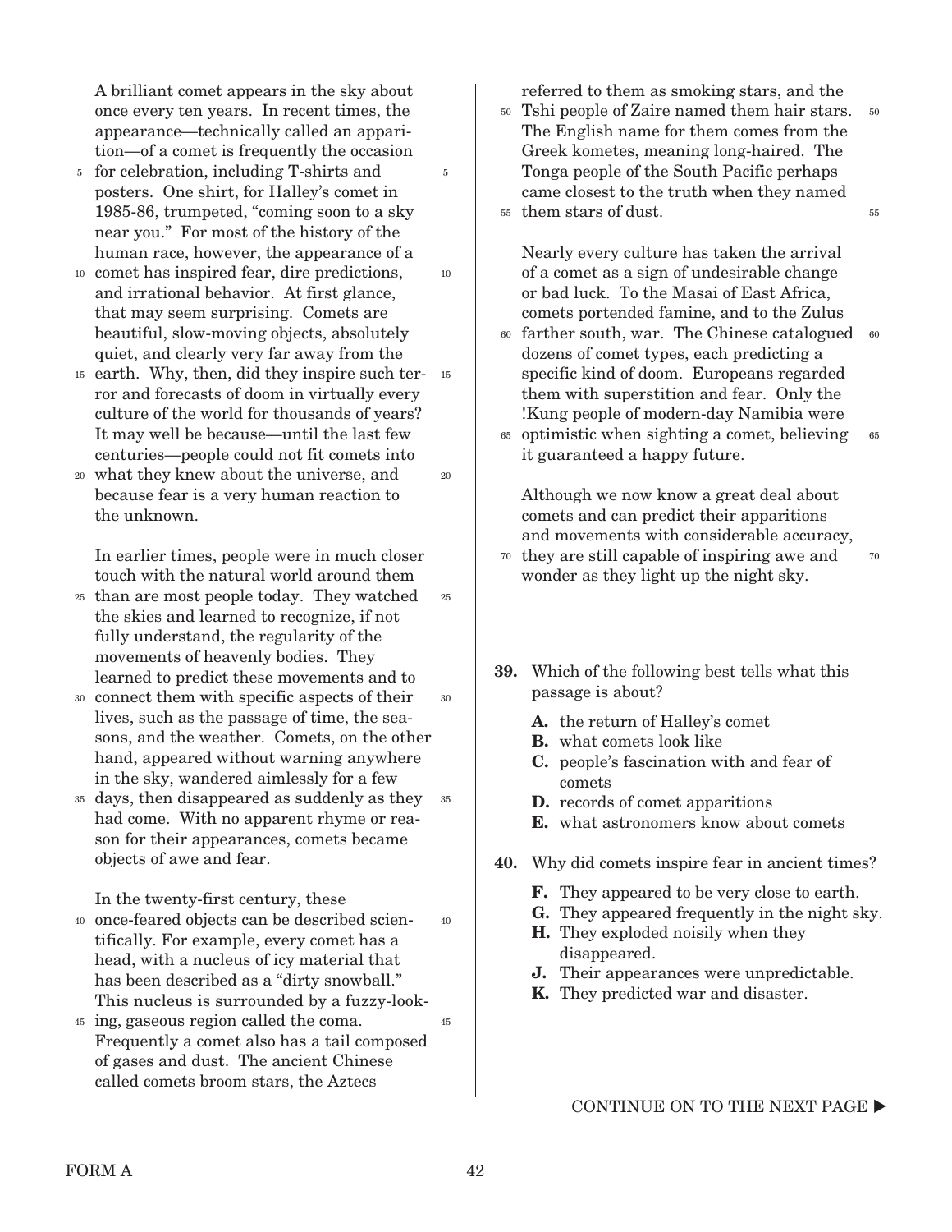A brilliant comet appears in the sky about once every ten years. In recent times, the appearance—technically called an apparition—of a comet is frequently the occasion for celebration, including T-shirts and posters. One shirt, for Halley's comet in 1985-86, trumpeted, "coming soon to a sky near you." For most of the history of the human race, however, the appearance of a comet has inspired fear, dire predictions, and irrational behavior. At first glance, that may seem surprising. Comets are beautiful, slow-moving objects, absolutely quiet, and clearly very far away from the earth. Why, then, did they inspire such terror and forecasts of doom in virtually every culture of the world for thousands of years? It may well be because—until the last few centuries—people could not fit comets into what they knew about the universe, and because fear is a very human reaction to the unknown.

In earlier times, people were in much closer touch with the natural world around them than are most people today. They watched the skies and learned to recognize, if not fully understand, the regularity of the movements of heavenly bodies. They learned to predict these movements and to connect them with specific aspects of their lives, such as the passage of time, the seasons, and the weather. Comets, on the other hand, appeared without warning anywhere in the sky, wandered aimlessly for a few days, then disappeared as suddenly as they had come. With no apparent rhyme or reason for their appearances, comets became objects of awe and fear.

In the twenty-first century, these once-feared objects can be described scientifically. For example, every comet has a head, with a nucleus of icy material that has been described as a "dirty snowball." This nucleus is surrounded by a fuzzy-looking, gaseous region called the coma. Frequently a comet also has a tail composed of gases and dust. The ancient Chinese called comets broom stars, the Aztecs referred to them as smoking stars, and the Tshi people of Zaire named them hair stars. The English name for them comes from the Greek kometes, meaning long-haired. The Tonga people of the South Pacific perhaps came closest to the truth when they named them stars of dust.

Nearly every culture has taken the arrival of a comet as a sign of undesirable change or bad luck. To the Masai of East Africa, comets portended famine, and to the Zulus farther south, war. The Chinese catalogued dozens of comet types, each predicting a specific kind of doom. Europeans regarded them with superstition and fear. Only the !Kung people of modern-day Namibia were optimistic when sighting a comet, believing it guaranteed a happy future.

Although we now know a great deal about comets and can predict their apparitions and movements with considerable accuracy, they are still capable of inspiring awe and wonder as they light up the night sky.

**39.** Which of the following best tells what this passage is about?

- **A.** the return of Halley's comet
- **B.** what comets look like
- **C.** people's fascination with and fear of comets
- **D.** records of comet apparitions
- **E.** what astronomers know about comets

**40.** Why did comets inspire fear in ancient times?

- **F.** They appeared to be very close to earth.
- **G.** They appeared frequently in the night sky.
- **H.** They exploded noisily when they disappeared.
- **J.** Their appearances were unpredictable.
- **K.** They predicted war and disaster.

CONTINUE ON TO THE NEXT PAGE ▶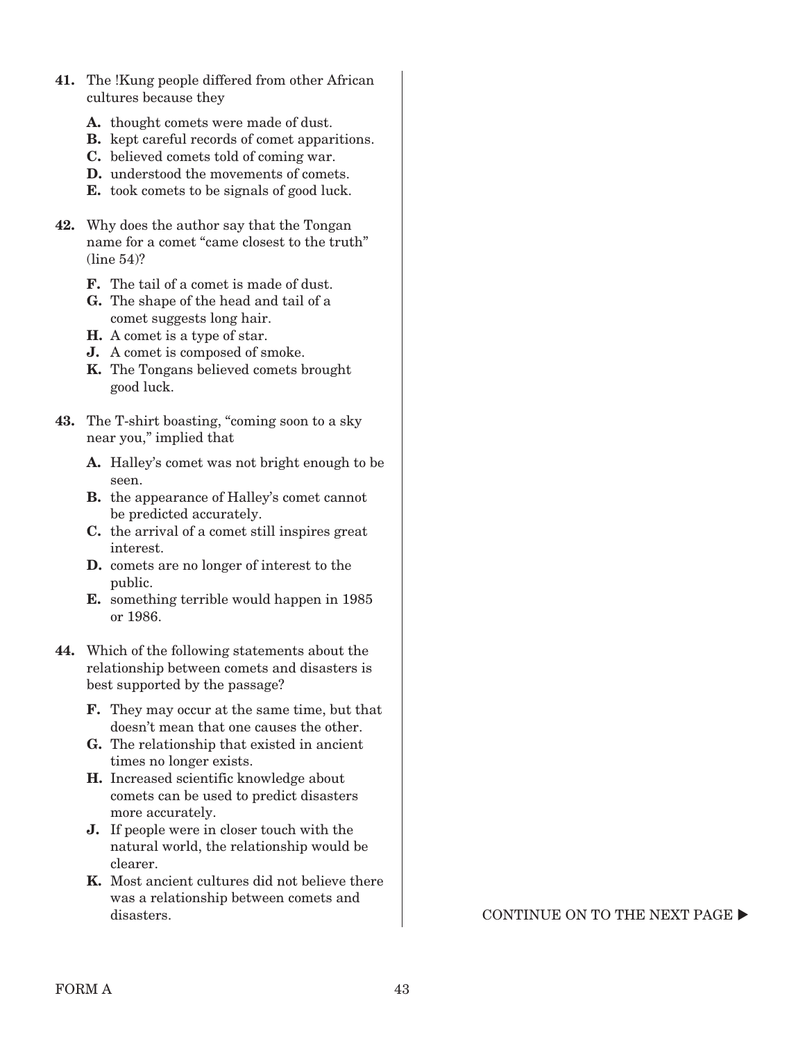**41.** The !Kung people differed from other African cultures because they

**A.** thought comets were made of dust.
**B.** kept careful records of comet apparitions.
**C.** believed comets told of coming war.
**D.** understood the movements of comets.
**E.** took comets to be signals of good luck.

**42.** Why does the author say that the Tongan name for a comet "came closest to the truth" (line 54)?

**F.** The tail of a comet is made of dust.
**G.** The shape of the head and tail of a comet suggests long hair.
**H.** A comet is a type of star.
**J.** A comet is composed of smoke.
**K.** The Tongans believed comets brought good luck.

**43.** The T-shirt boasting, "coming soon to a sky near you," implied that

**A.** Halley's comet was not bright enough to be seen.
**B.** the appearance of Halley's comet cannot be predicted accurately.
**C.** the arrival of a comet still inspires great interest.
**D.** comets are no longer of interest to the public.
**E.** something terrible would happen in 1985 or 1986.

**44.** Which of the following statements about the relationship between comets and disasters is best supported by the passage?

**F.** They may occur at the same time, but that doesn't mean that one causes the other.
**G.** The relationship that existed in ancient times no longer exists.
**H.** Increased scientific knowledge about comets can be used to predict disasters more accurately.
**J.** If people were in closer touch with the natural world, the relationship would be clearer.
**K.** Most ancient cultures did not believe there was a relationship between comets and disasters.

CONTINUE ON TO THE NEXT PAGE ▶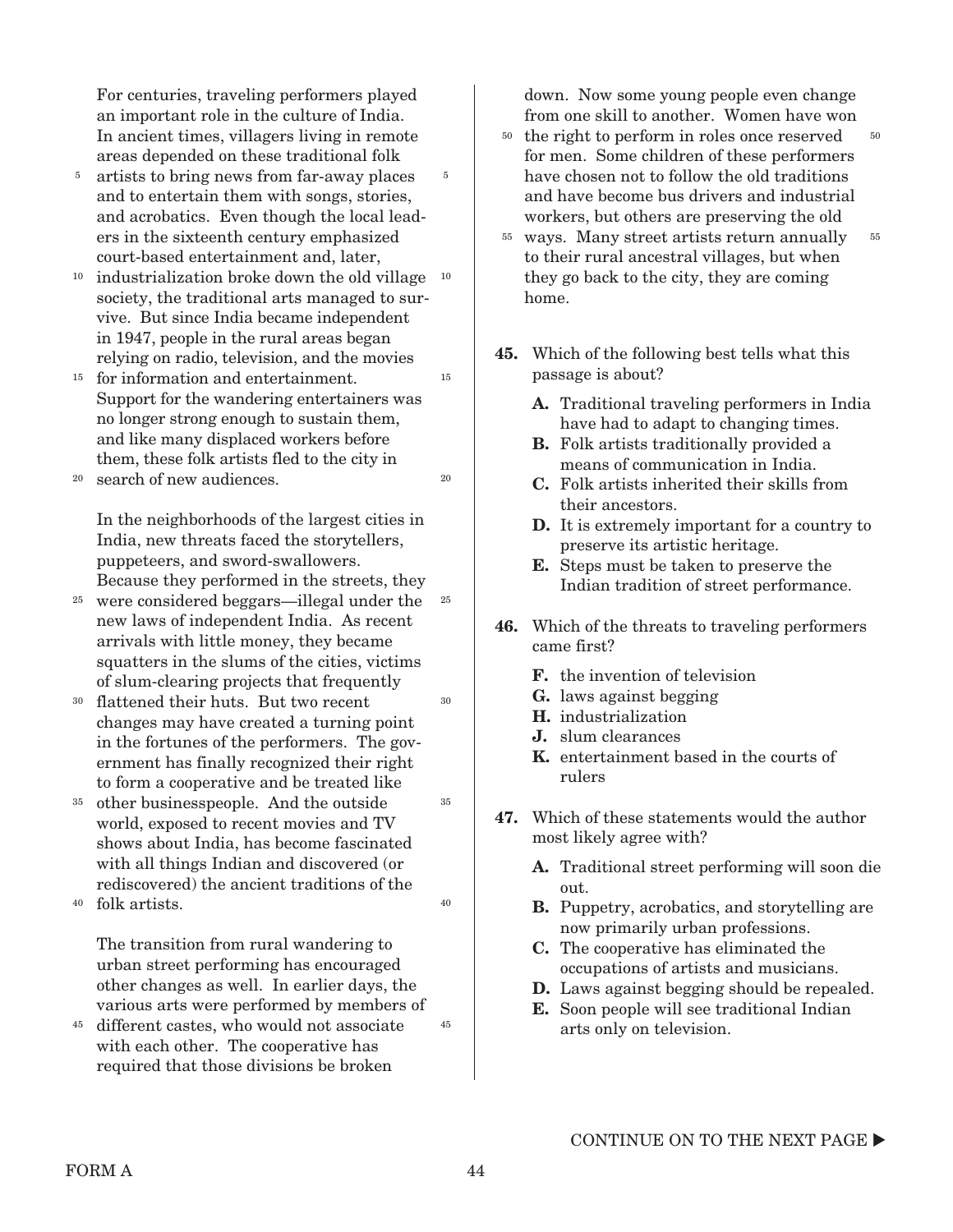For centuries, traveling performers played an important role in the culture of India. In ancient times, villagers living in remote areas depended on these traditional folk artists to bring news from far-away places and to entertain them with songs, stories, and acrobatics. Even though the local leaders in the sixteenth century emphasized court-based entertainment and, later, industrialization broke down the old village society, the traditional arts managed to survive. But since India became independent in 1947, people in the rural areas began relying on radio, television, and the movies for information and entertainment. Support for the wandering entertainers was no longer strong enough to sustain them, and like many displaced workers before them, these folk artists fled to the city in search of new audiences.

In the neighborhoods of the largest cities in India, new threats faced the storytellers, puppeteers, and sword-swallowers. Because they performed in the streets, they were considered beggars—illegal under the new laws of independent India. As recent arrivals with little money, they became squatters in the slums of the cities, victims of slum-clearing projects that frequently flattened their huts. But two recent changes may have created a turning point in the fortunes of the performers. The government has finally recognized their right to form a cooperative and be treated like other businesspeople. And the outside world, exposed to recent movies and TV shows about India, has become fascinated with all things Indian and discovered (or rediscovered) the ancient traditions of the folk artists.

The transition from rural wandering to urban street performing has encouraged other changes as well. In earlier days, the various arts were performed by members of different castes, who would not associate with each other. The cooperative has required that those divisions be broken down. Now some young people even change from one skill to another. Women have won the right to perform in roles once reserved for men. Some children of these performers have chosen not to follow the old traditions and have become bus drivers and industrial workers, but others are preserving the old ways. Many street artists return annually to their rural ancestral villages, but when they go back to the city, they are coming home.

**45.** Which of the following best tells what this passage is about?

- **A.** Traditional traveling performers in India have had to adapt to changing times.
- **B.** Folk artists traditionally provided a means of communication in India.
- **C.** Folk artists inherited their skills from their ancestors.
- **D.** It is extremely important for a country to preserve its artistic heritage.
- **E.** Steps must be taken to preserve the Indian tradition of street performance.

**46.** Which of the threats to traveling performers came first?

- **F.** the invention of television
- **G.** laws against begging
- **H.** industrialization
- **J.** slum clearances
- **K.** entertainment based in the courts of rulers

**47.** Which of these statements would the author most likely agree with?

- **A.** Traditional street performing will soon die out.
- **B.** Puppetry, acrobatics, and storytelling are now primarily urban professions.
- **C.** The cooperative has eliminated the occupations of artists and musicians.
- **D.** Laws against begging should be repealed.
- **E.** Soon people will see traditional Indian arts only on television.

CONTINUE ON TO THE NEXT PAGE ▶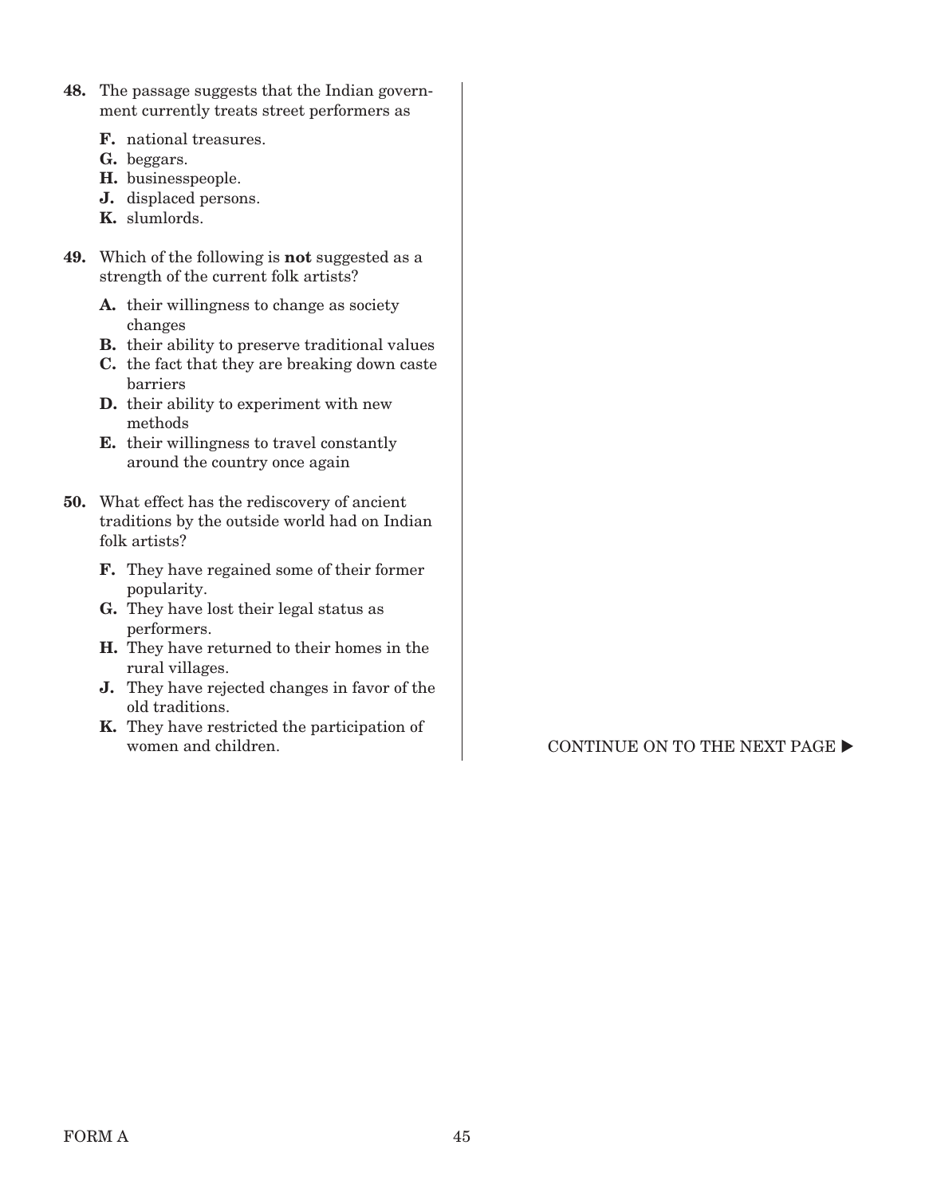**48.** The passage suggests that the Indian government currently treats street performers as

- **F.** national treasures.
- **G.** beggars.
- **H.** businesspeople.
- **J.** displaced persons.
- **K.** slumlords.

**49.** Which of the following is **not** suggested as a strength of the current folk artists?

- **A.** their willingness to change as society changes
- **B.** their ability to preserve traditional values
- **C.** the fact that they are breaking down caste barriers
- **D.** their ability to experiment with new methods
- **E.** their willingness to travel constantly around the country once again

**50.** What effect has the rediscovery of ancient traditions by the outside world had on Indian folk artists?

- **F.** They have regained some of their former popularity.
- **G.** They have lost their legal status as performers.
- **H.** They have returned to their homes in the rural villages.
- **J.** They have rejected changes in favor of the old traditions.
- **K.** They have restricted the participation of women and children.

CONTINUE ON TO THE NEXT PAGE ▶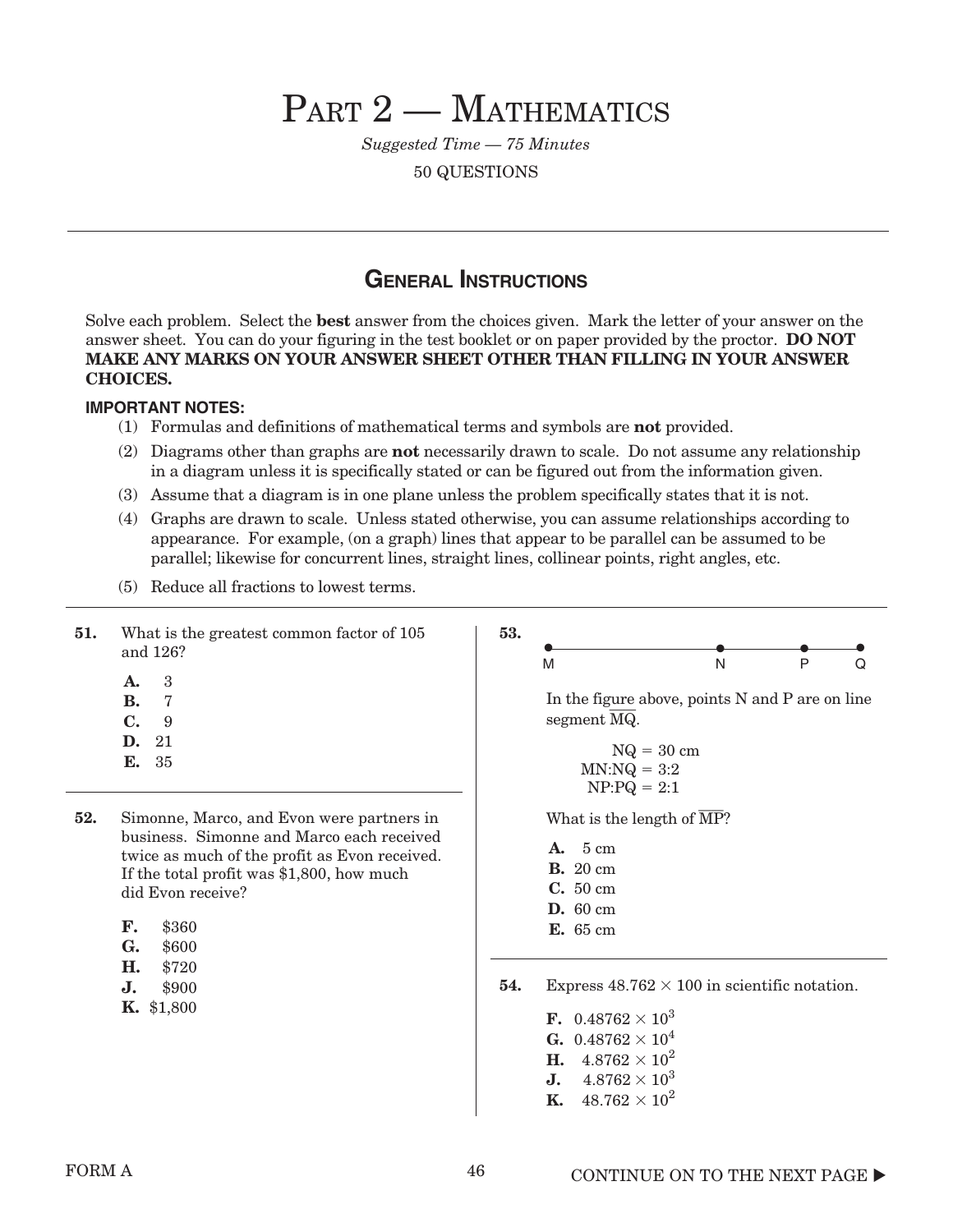# Part 2 — Mathematics

*Suggested Time — 75 Minutes*

50 QUESTIONS

## General Instructions

Solve each problem. Select the **best** answer from the choices given. Mark the letter of your answer on the answer sheet. You can do your figuring in the test booklet or on paper provided by the proctor. **DO NOT MAKE ANY MARKS ON YOUR ANSWER SHEET OTHER THAN FILLING IN YOUR ANSWER CHOICES.**

**IMPORTANT NOTES:**

(1) Formulas and definitions of mathematical terms and symbols are **not** provided.

(2) Diagrams other than graphs are **not** necessarily drawn to scale. Do not assume any relationship in a diagram unless it is specifically stated or can be figured out from the information given.

(3) Assume that a diagram is in one plane unless the problem specifically states that it is not.

(4) Graphs are drawn to scale. Unless stated otherwise, you can assume relationships according to appearance. For example, (on a graph) lines that appear to be parallel can be assumed to be parallel; likewise for concurrent lines, straight lines, collinear points, right angles, etc.

(5) Reduce all fractions to lowest terms.

---

**51.** What is the greatest common factor of 105 and 126?

**A.** 3
**B.** 7
**C.** 9
**D.** 21
**E.** 35

---

**52.** Simonne, Marco, and Evon were partners in business. Simonne and Marco each received twice as much of the profit as Evon received. If the total profit was $1,800, how much did Evon receive?

**F.** $360
**G.** $600
**H.** $720
**J.** $900
**K.** $1,800

---

**53.**

M N P Q

In the figure above, points N and P are on line segment $\overline{MQ}$.

$NQ = 30$ cm
$MN:NQ = 3:2$
$NP:PQ = 2:1$

What is the length of $\overline{MP}$?

**A.** 5 cm
**B.** 20 cm
**C.** 50 cm
**D.** 60 cm
**E.** 65 cm

---

**54.** Express $48.762 \times 100$ in scientific notation.

**F.** $0.48762 \times 10^3$
**G.** $0.48762 \times 10^4$
**H.** $4.8762 \times 10^2$
**J.** $4.8762 \times 10^3$
**K.** $48.762 \times 10^2$

FORM A

CONTINUE ON TO THE NEXT PAGE ▶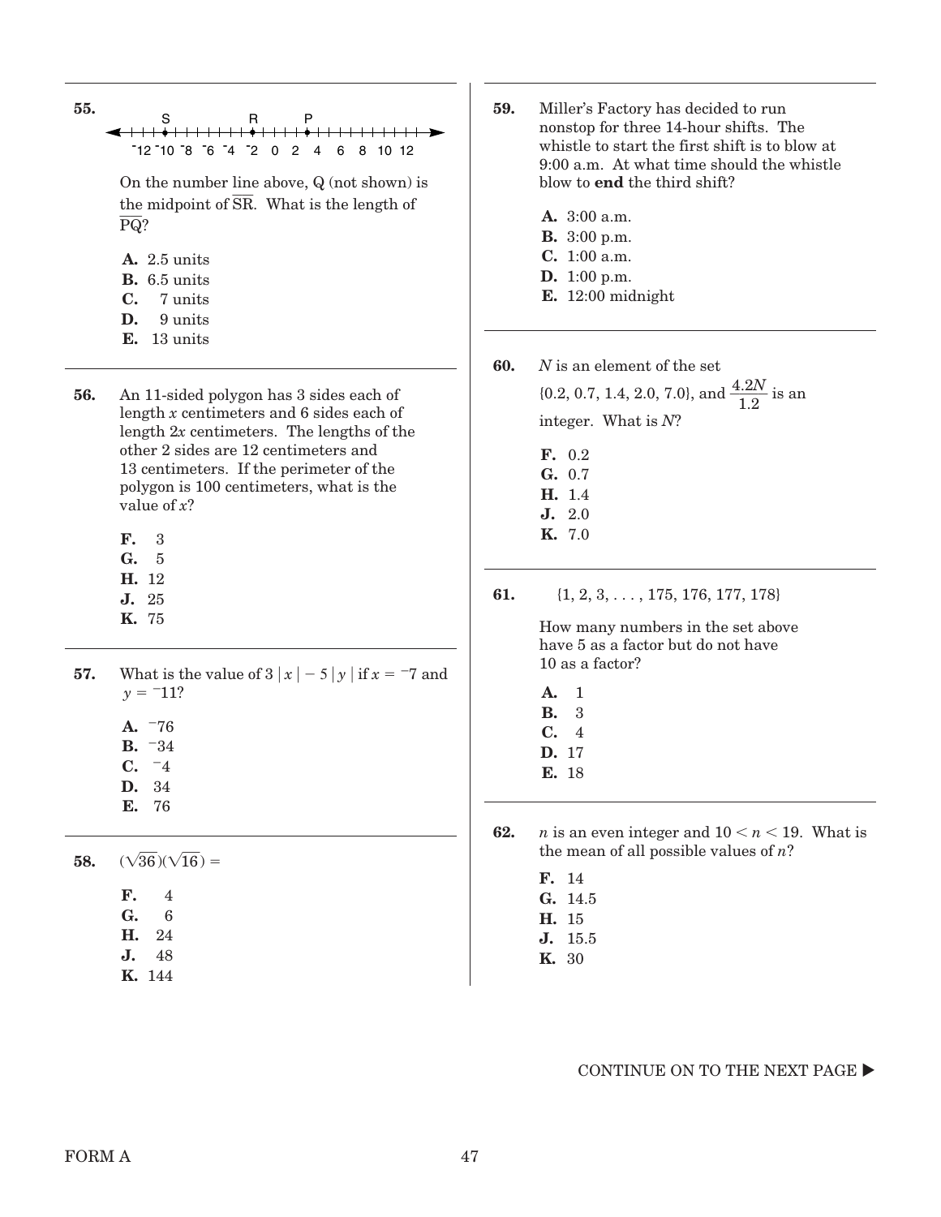**55.** [Number line from $^{-}12$ to 12 with points S, R, P marked]

$^{-}12$ $^{-}10$ $^{-}8$ $^{-}6$ $^{-}4$ $^{-}2$ 0 2 4 6 8 10 12

On the number line above, Q (not shown) is the midpoint of $\overline{SR}$. What is the length of $\overline{PQ}$?

- **A.** 2.5 units
- **B.** 6.5 units
- **C.** 7 units
- **D.** 9 units
- **E.** 13 units

**56.** An 11-sided polygon has 3 sides each of length $x$ centimeters and 6 sides each of length $2x$ centimeters. The lengths of the other 2 sides are 12 centimeters and 13 centimeters. If the perimeter of the polygon is 100 centimeters, what is the value of $x$?

- **F.** 3
- **G.** 5
- **H.** 12
- **J.** 25
- **K.** 75

**57.** What is the value of $3\,|\,x\,|-5\,|\,y\,|$ if $x = {}^{-}7$ and $y = {}^{-}11$?

- **A.** $^{-}76$
- **B.** $^{-}34$
- **C.** $^{-}4$
- **D.** 34
- **E.** 76

**58.** $(\sqrt{36})(\sqrt{16}) =$

- **F.** 4
- **G.** 6
- **H.** 24
- **J.** 48
- **K.** 144

**59.** Miller's Factory has decided to run nonstop for three 14-hour shifts. The whistle to start the first shift is to blow at 9:00 a.m. At what time should the whistle blow to **end** the third shift?

- **A.** 3:00 a.m.
- **B.** 3:00 p.m.
- **C.** 1:00 a.m.
- **D.** 1:00 p.m.
- **E.** 12:00 midnight

**60.** $N$ is an element of the set {0.2, 0.7, 1.4, 2.0, 7.0}, and $\frac{4.2N}{1.2}$ is an integer. What is $N$?

- **F.** 0.2
- **G.** 0.7
- **H.** 1.4
- **J.** 2.0
- **K.** 7.0

**61.** {1, 2, 3, . . . , 175, 176, 177, 178}

How many numbers in the set above have 5 as a factor but do not have 10 as a factor?

- **A.** 1
- **B.** 3
- **C.** 4
- **D.** 17
- **E.** 18

**62.** $n$ is an even integer and $10 < n < 19$. What is the mean of all possible values of $n$?

- **F.** 14
- **G.** 14.5
- **H.** 15
- **J.** 15.5
- **K.** 30

CONTINUE ON TO THE NEXT PAGE ▶

FORM A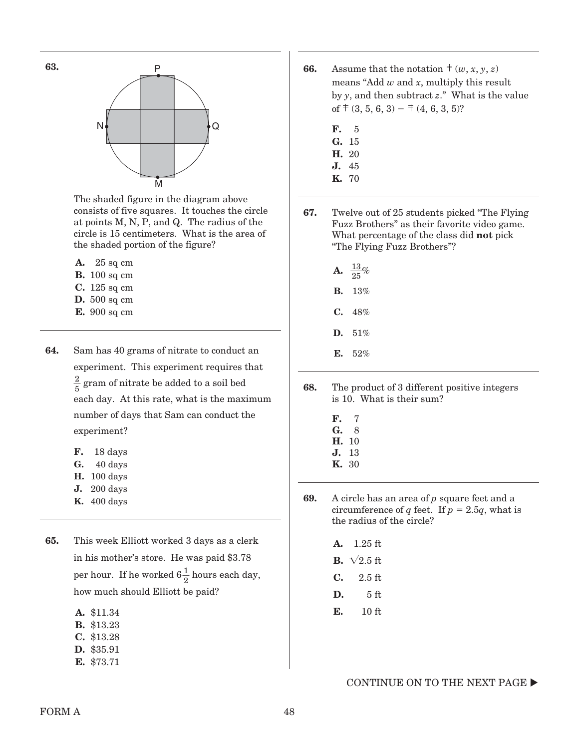**63.**

P

N Q

M

The shaded figure in the diagram above consists of five squares. It touches the circle at points M, N, P, and Q. The radius of the circle is 15 centimeters. What is the area of the shaded portion of the figure?

- **A.** 25 sq cm
- **B.** 100 sq cm
- **C.** 125 sq cm
- **D.** 500 sq cm
- **E.** 900 sq cm

---

**64.** Sam has 40 grams of nitrate to conduct an experiment. This experiment requires that $\frac{2}{5}$ gram of nitrate be added to a soil bed each day. At this rate, what is the maximum number of days that Sam can conduct the experiment?

- **F.** 18 days
- **G.** 40 days
- **H.** 100 days
- **J.** 200 days
- **K.** 400 days

---

**65.** This week Elliott worked 3 days as a clerk in his mother's store. He was paid \$3.78 per hour. If he worked $6\frac{1}{2}$ hours each day, how much should Elliott be paid?

- **A.** \$11.34
- **B.** \$13.23
- **C.** \$13.28
- **D.** \$35.91
- **E.** \$73.71

---

**66.** Assume that the notation ǂ $(w, x, y, z)$ means "Add $w$ and $x$, multiply this result by $y$, and then subtract $z$." What is the value of ǂ $(3, 5, 6, 3)$ − ǂ $(4, 6, 3, 5)$?

- **F.** 5
- **G.** 15
- **H.** 20
- **J.** 45
- **K.** 70

---

**67.** Twelve out of 25 students picked "The Flying Fuzz Brothers" as their favorite video game. What percentage of the class did **not** pick "The Flying Fuzz Brothers"?

- **A.** $\frac{13}{25}\%$
- **B.** 13%
- **C.** 48%
- **D.** 51%
- **E.** 52%

---

**68.** The product of 3 different positive integers is 10. What is their sum?

- **F.** 7
- **G.** 8
- **H.** 10
- **J.** 13
- **K.** 30

---

**69.** A circle has an area of $p$ square feet and a circumference of $q$ feet. If $p = 2.5q$, what is the radius of the circle?

- **A.** 1.25 ft
- **B.** $\sqrt{2.5}$ ft
- **C.** 2.5 ft
- **D.** 5 ft
- **E.** 10 ft

CONTINUE ON TO THE NEXT PAGE ▶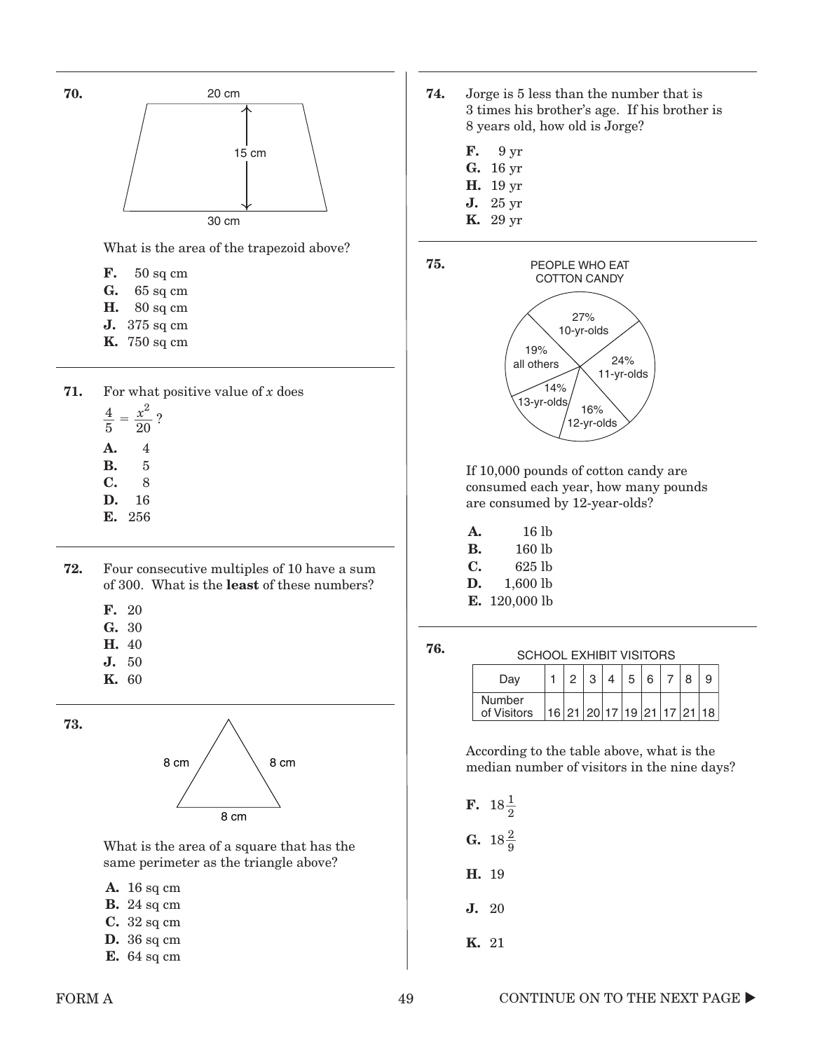**70.**

20 cm

15 cm

30 cm

What is the area of the trapezoid above?

**F.** 50 sq cm
**G.** 65 sq cm
**H.** 80 sq cm
**J.** 375 sq cm
**K.** 750 sq cm

---

**71.** For what positive value of $x$ does

$\frac{4}{5} = \frac{x^2}{20}$ ?

**A.** 4
**B.** 5
**C.** 8
**D.** 16
**E.** 256

---

**72.** Four consecutive multiples of 10 have a sum of 300. What is the **least** of these numbers?

**F.** 20
**G.** 30
**H.** 40
**J.** 50
**K.** 60

---

**73.**

8 cm

8 cm

8 cm

What is the area of a square that has the same perimeter as the triangle above?

**A.** 16 sq cm
**B.** 24 sq cm
**C.** 32 sq cm
**D.** 36 sq cm
**E.** 64 sq cm

---

**74.** Jorge is 5 less than the number that is 3 times his brother's age. If his brother is 8 years old, how old is Jorge?

**F.** 9 yr
**G.** 16 yr
**H.** 19 yr
**J.** 25 yr
**K.** 29 yr

---

**75.**

PEOPLE WHO EAT COTTON CANDY

27% 10-yr-olds

24% 11-yr-olds

16% 12-yr-olds

14% 13-yr-olds

19% all others

If 10,000 pounds of cotton candy are consumed each year, how many pounds are consumed by 12-year-olds?

**A.** 16 lb
**B.** 160 lb
**C.** 625 lb
**D.** 1,600 lb
**E.** 120,000 lb

---

**76.**

SCHOOL EXHIBIT VISITORS

| Day | 1 | 2 | 3 | 4 | 5 | 6 | 7 | 8 | 9 |
|---|---|---|---|---|---|---|---|---|---|
| Number of Visitors | 16 | 21 | 20 | 17 | 19 | 21 | 17 | 21 | 18 |

According to the table above, what is the median number of visitors in the nine days?

**F.** $18\frac{1}{2}$

**G.** $18\frac{2}{9}$

**H.** 19

**J.** 20

**K.** 21

FORM A

CONTINUE ON TO THE NEXT PAGE ▶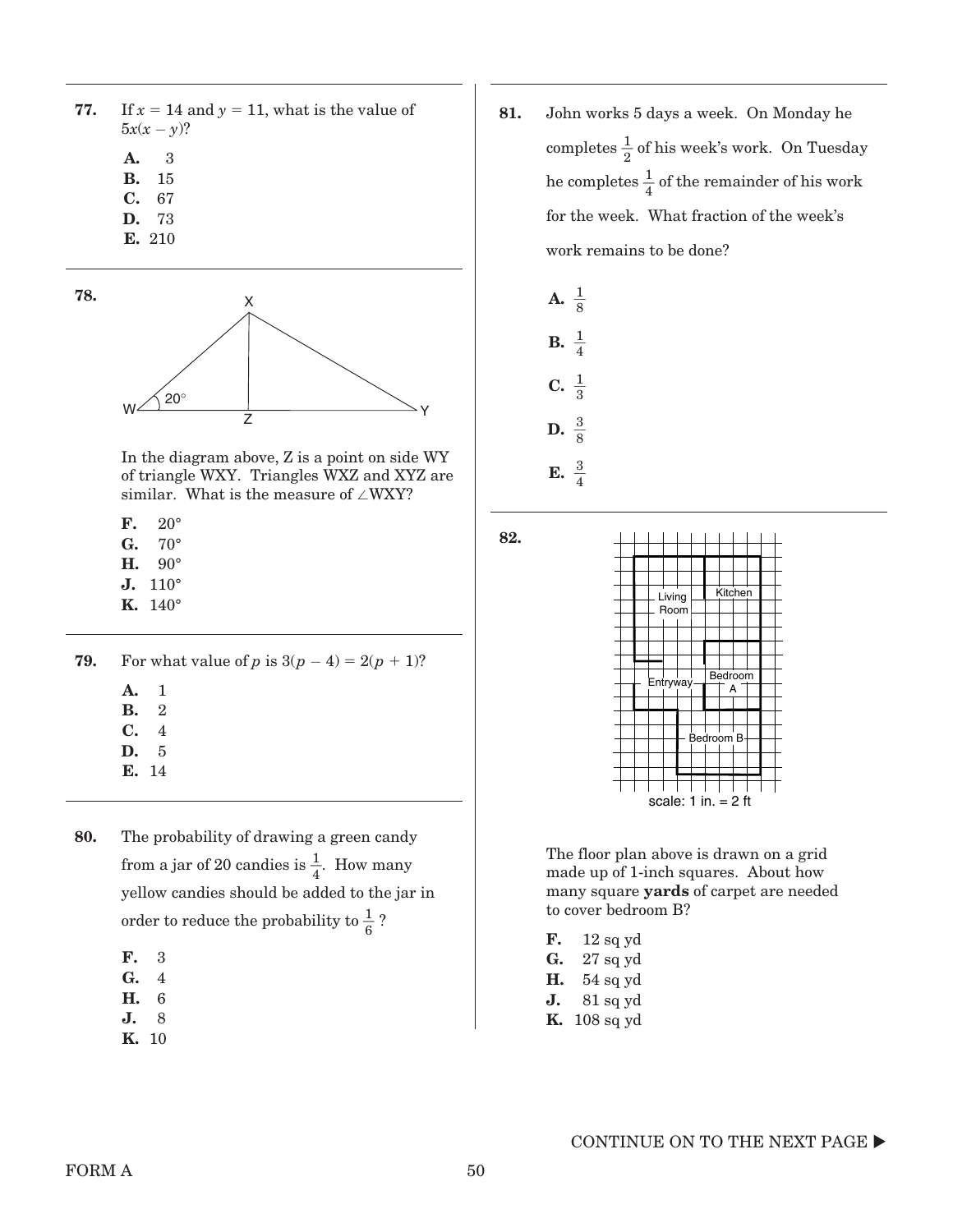**77.** If $x = 14$ and $y = 11$, what is the value of $5x(x - y)$?

- **A.** 3
- **B.** 15
- **C.** 67
- **D.** 73
- **E.** 210

---

**78.**

X

W 20° Z Y

In the diagram above, Z is a point on side WY of triangle WXY. Triangles WXZ and XYZ are similar. What is the measure of $\angle WXY$?

- **F.** 20°
- **G.** 70°
- **H.** 90°
- **J.** 110°
- **K.** 140°

---

**79.** For what value of $p$ is $3(p - 4) = 2(p + 1)$?

- **A.** 1
- **B.** 2
- **C.** 4
- **D.** 5
- **E.** 14

---

**80.** The probability of drawing a green candy from a jar of 20 candies is $\frac{1}{4}$. How many yellow candies should be added to the jar in order to reduce the probability to $\frac{1}{6}$?

- **F.** 3
- **G.** 4
- **H.** 6
- **J.** 8
- **K.** 10

---

**81.** John works 5 days a week. On Monday he completes $\frac{1}{2}$ of his week's work. On Tuesday he completes $\frac{1}{4}$ of the remainder of his work for the week. What fraction of the week's work remains to be done?

- **A.** $\frac{1}{8}$
- **B.** $\frac{1}{4}$
- **C.** $\frac{1}{3}$
- **D.** $\frac{3}{8}$
- **E.** $\frac{3}{4}$

---

**82.**

Living Room

Kitchen

Entryway

Bedroom A

Bedroom B

scale: 1 in. = 2 ft

The floor plan above is drawn on a grid made up of 1-inch squares. About how many square **yards** of carpet are needed to cover bedroom B?

- **F.** 12 sq yd
- **G.** 27 sq yd
- **H.** 54 sq yd
- **J.** 81 sq yd
- **K.** 108 sq yd

CONTINUE ON TO THE NEXT PAGE ▶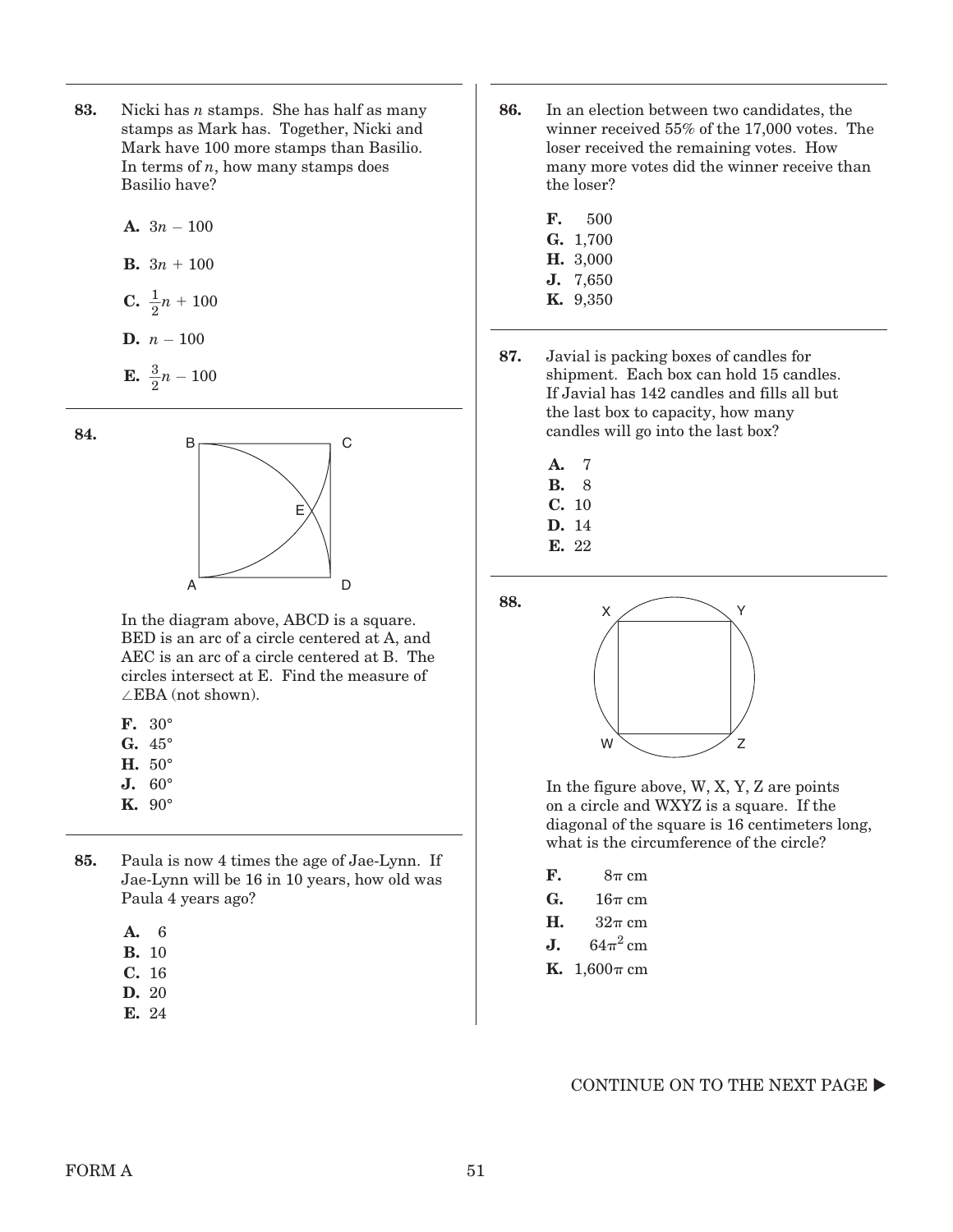**83.** Nicki has $n$ stamps. She has half as many stamps as Mark has. Together, Nicki and Mark have 100 more stamps than Basilio. In terms of $n$, how many stamps does Basilio have?

- **A.** $3n - 100$
- **B.** $3n + 100$
- **C.** $\frac{1}{2}n + 100$
- **D.** $n - 100$
- **E.** $\frac{3}{2}n - 100$

**84.**

B C E A D

In the diagram above, ABCD is a square. BED is an arc of a circle centered at A, and AEC is an arc of a circle centered at B. The circles intersect at E. Find the measure of $\angle EBA$ (not shown).

- **F.** 30°
- **G.** 45°
- **H.** 50°
- **J.** 60°
- **K.** 90°

**85.** Paula is now 4 times the age of Jae-Lynn. If Jae-Lynn will be 16 in 10 years, how old was Paula 4 years ago?

- **A.** 6
- **B.** 10
- **C.** 16
- **D.** 20
- **E.** 24

**86.** In an election between two candidates, the winner received 55% of the 17,000 votes. The loser received the remaining votes. How many more votes did the winner receive than the loser?

- **F.** 500
- **G.** 1,700
- **H.** 3,000
- **J.** 7,650
- **K.** 9,350

**87.** Javial is packing boxes of candles for shipment. Each box can hold 15 candles. If Javial has 142 candles and fills all but the last box to capacity, how many candles will go into the last box?

- **A.** 7
- **B.** 8
- **C.** 10
- **D.** 14
- **E.** 22

**88.**

X Y W Z

In the figure above, W, X, Y, Z are points on a circle and WXYZ is a square. If the diagonal of the square is 16 centimeters long, what is the circumference of the circle?

- **F.** $8\pi$ cm
- **G.** $16\pi$ cm
- **H.** $32\pi$ cm
- **J.** $64\pi^2$ cm
- **K.** $1{,}600\pi$ cm

CONTINUE ON TO THE NEXT PAGE ▶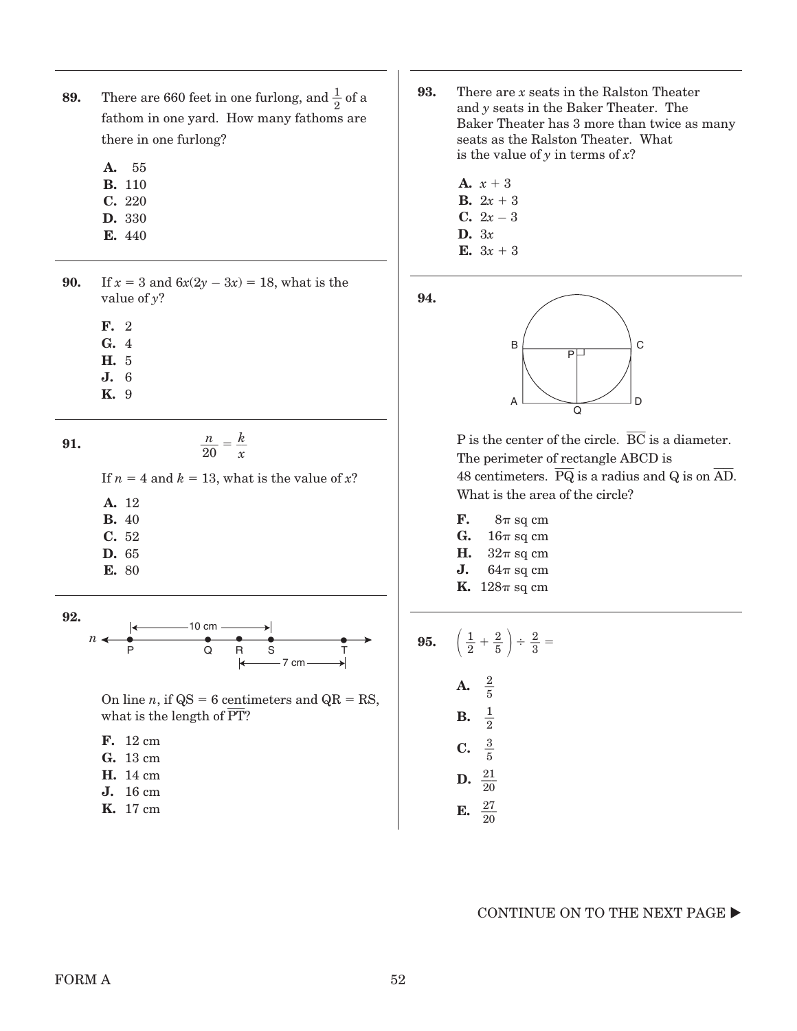**89.** There are 660 feet in one furlong, and $\frac{1}{2}$ of a fathom in one yard. How many fathoms are there in one furlong?

- **A.** 55
- **B.** 110
- **C.** 220
- **D.** 330
- **E.** 440

**90.** If $x = 3$ and $6x(2y - 3x) = 18$, what is the value of $y$?

- **F.** 2
- **G.** 4
- **H.** 5
- **J.** 6
- **K.** 9

**91.**

$$\frac{n}{20} = \frac{k}{x}$$

If $n = 4$ and $k = 13$, what is the value of $x$?

- **A.** 12
- **B.** 40
- **C.** 52
- **D.** 65
- **E.** 80

**92.**

n

P Q R S T

10 cm

7 cm

On line $n$, if QS = 6 centimeters and QR = RS, what is the length of $\overline{PT}$?

- **F.** 12 cm
- **G.** 13 cm
- **H.** 14 cm
- **J.** 16 cm
- **K.** 17 cm

**93.** There are $x$ seats in the Ralston Theater and $y$ seats in the Baker Theater. The Baker Theater has 3 more than twice as many seats as the Ralston Theater. What is the value of $y$ in terms of $x$?

- **A.** $x + 3$
- **B.** $2x + 3$
- **C.** $2x - 3$
- **D.** $3x$
- **E.** $3x + 3$

**94.**

B C

P

A Q D

P is the center of the circle. $\overline{BC}$ is a diameter. The perimeter of rectangle ABCD is 48 centimeters. $\overline{PQ}$ is a radius and Q is on $\overline{AD}$. What is the area of the circle?

- **F.** $8\pi$ sq cm
- **G.** $16\pi$ sq cm
- **H.** $32\pi$ sq cm
- **J.** $64\pi$ sq cm
- **K.** $128\pi$ sq cm

**95.** $\left(\frac{1}{2} + \frac{2}{5}\right) \div \frac{2}{3} =$

- **A.** $\frac{2}{5}$
- **B.** $\frac{1}{2}$
- **C.** $\frac{3}{5}$
- **D.** $\frac{21}{20}$
- **E.** $\frac{27}{20}$

CONTINUE ON TO THE NEXT PAGE ▶

FORM A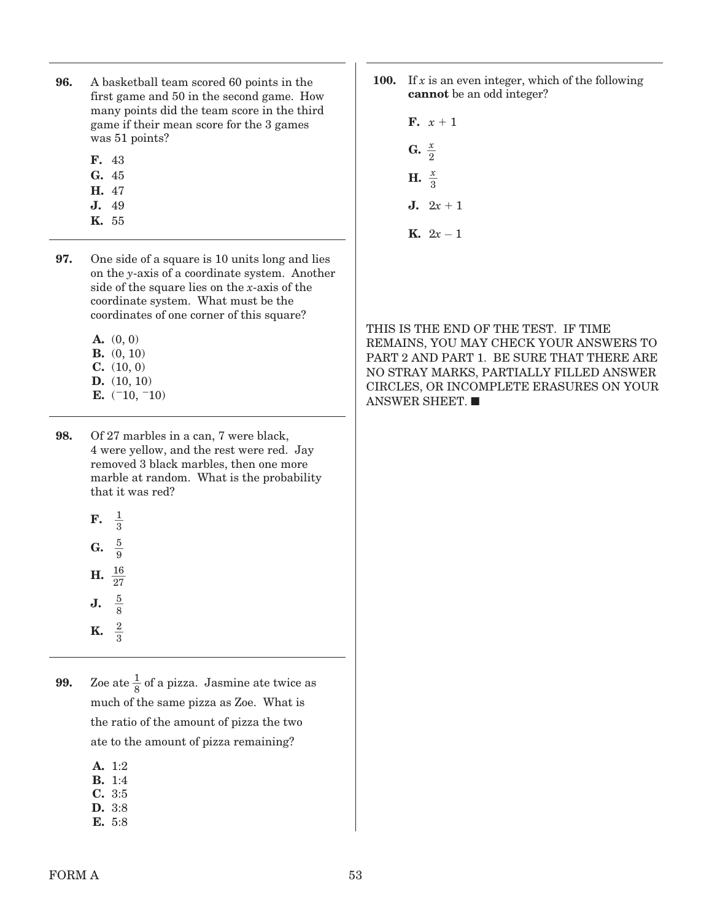**96.** A basketball team scored 60 points in the first game and 50 in the second game. How many points did the team score in the third game if their mean score for the 3 games was 51 points?

**F.** 43
**G.** 45
**H.** 47
**J.** 49
**K.** 55

**97.** One side of a square is 10 units long and lies on the *y*-axis of a coordinate system. Another side of the square lies on the *x*-axis of the coordinate system. What must be the coordinates of one corner of this square?

**A.** (0, 0)
**B.** (0, 10)
**C.** (10, 0)
**D.** (10, 10)
**E.** ($^-$10, $^-$10)

**98.** Of 27 marbles in a can, 7 were black, 4 were yellow, and the rest were red. Jay removed 3 black marbles, then one more marble at random. What is the probability that it was red?

**F.** $\frac{1}{3}$
**G.** $\frac{5}{9}$
**H.** $\frac{16}{27}$
**J.** $\frac{5}{8}$
**K.** $\frac{2}{3}$

**99.** Zoe ate $\frac{1}{8}$ of a pizza. Jasmine ate twice as much of the same pizza as Zoe. What is the ratio of the amount of pizza the two ate to the amount of pizza remaining?

**A.** 1:2
**B.** 1:4
**C.** 3:5
**D.** 3:8
**E.** 5:8

**100.** If $x$ is an even integer, which of the following **cannot** be an odd integer?

**F.** $x + 1$
**G.** $\frac{x}{2}$
**H.** $\frac{x}{3}$
**J.** $2x + 1$
**K.** $2x - 1$

THIS IS THE END OF THE TEST. IF TIME REMAINS, YOU MAY CHECK YOUR ANSWERS TO PART 2 AND PART 1. BE SURE THAT THERE ARE NO STRAY MARKS, PARTIALLY FILLED ANSWER CIRCLES, OR INCOMPLETE ERASURES ON YOUR ANSWER SHEET. ■

FORM A